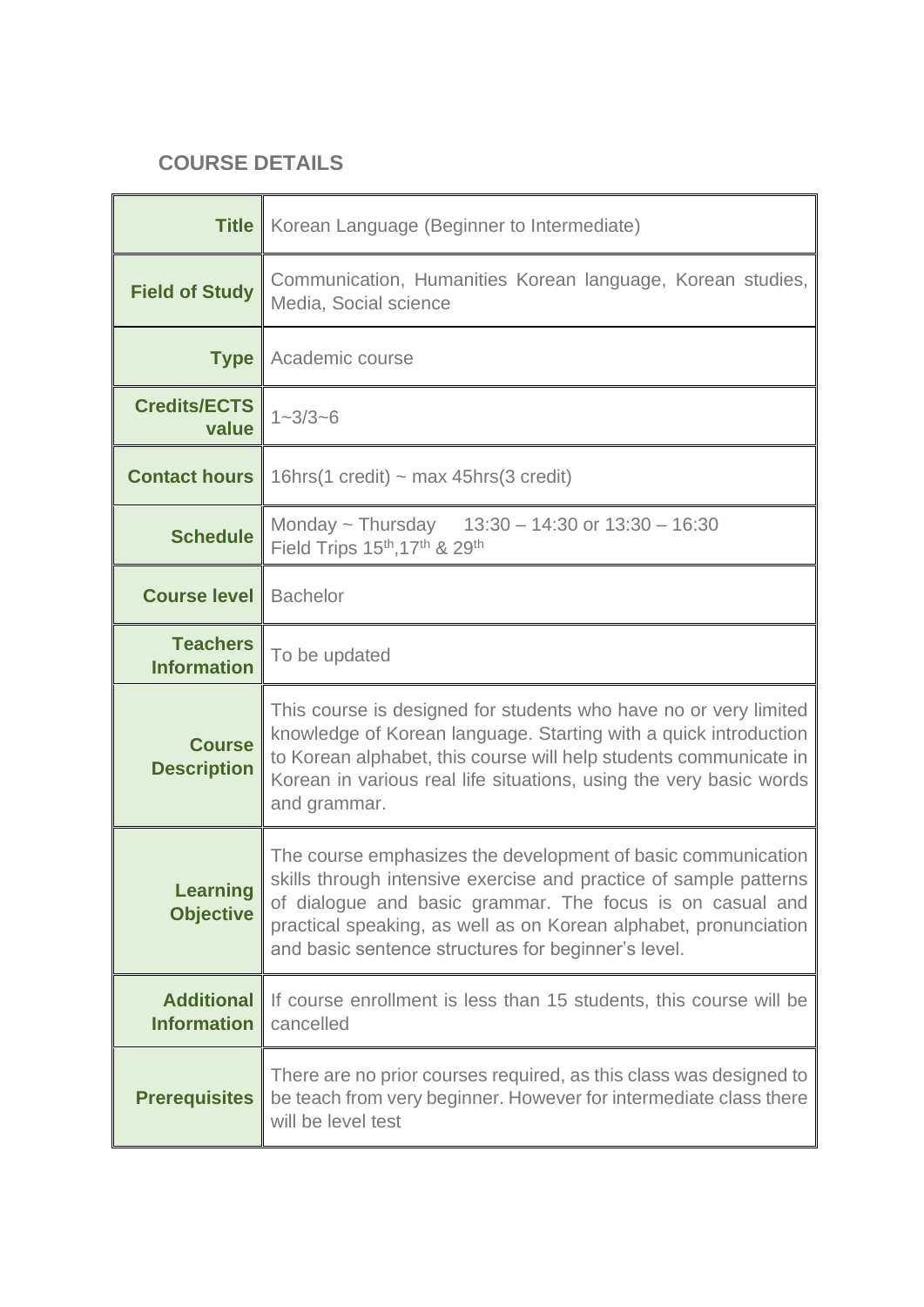## COURSE DETAILS

| | |
|---|---|
| **Title** | Korean Language (Beginner to Intermediate) |
| **Field of Study** | Communication, Humanities Korean language, Korean studies, Media, Social science |
| **Type** | Academic course |
| **Credits/ECTS value** | 1~3/3~6 |
| **Contact hours** | 16hrs(1 credit) ~ max 45hrs(3 credit) |
| **Schedule** | Monday ~ Thursday 13:30 – 14:30 or 13:30 – 16:30<br>Field Trips 15th,17th & 29th |
| **Course level** | Bachelor |
| **Teachers Information** | To be updated |
| **Course Description** | This course is designed for students who have no or very limited knowledge of Korean language. Starting with a quick introduction to Korean alphabet, this course will help students communicate in Korean in various real life situations, using the very basic words and grammar. |
| **Learning Objective** | The course emphasizes the development of basic communication skills through intensive exercise and practice of sample patterns of dialogue and basic grammar. The focus is on casual and practical speaking, as well as on Korean alphabet, pronunciation and basic sentence structures for beginner's level. |
| **Additional Information** | If course enrollment is less than 15 students, this course will be cancelled |
| **Prerequisites** | There are no prior courses required, as this class was designed to be teach from very beginner. However for intermediate class there will be level test |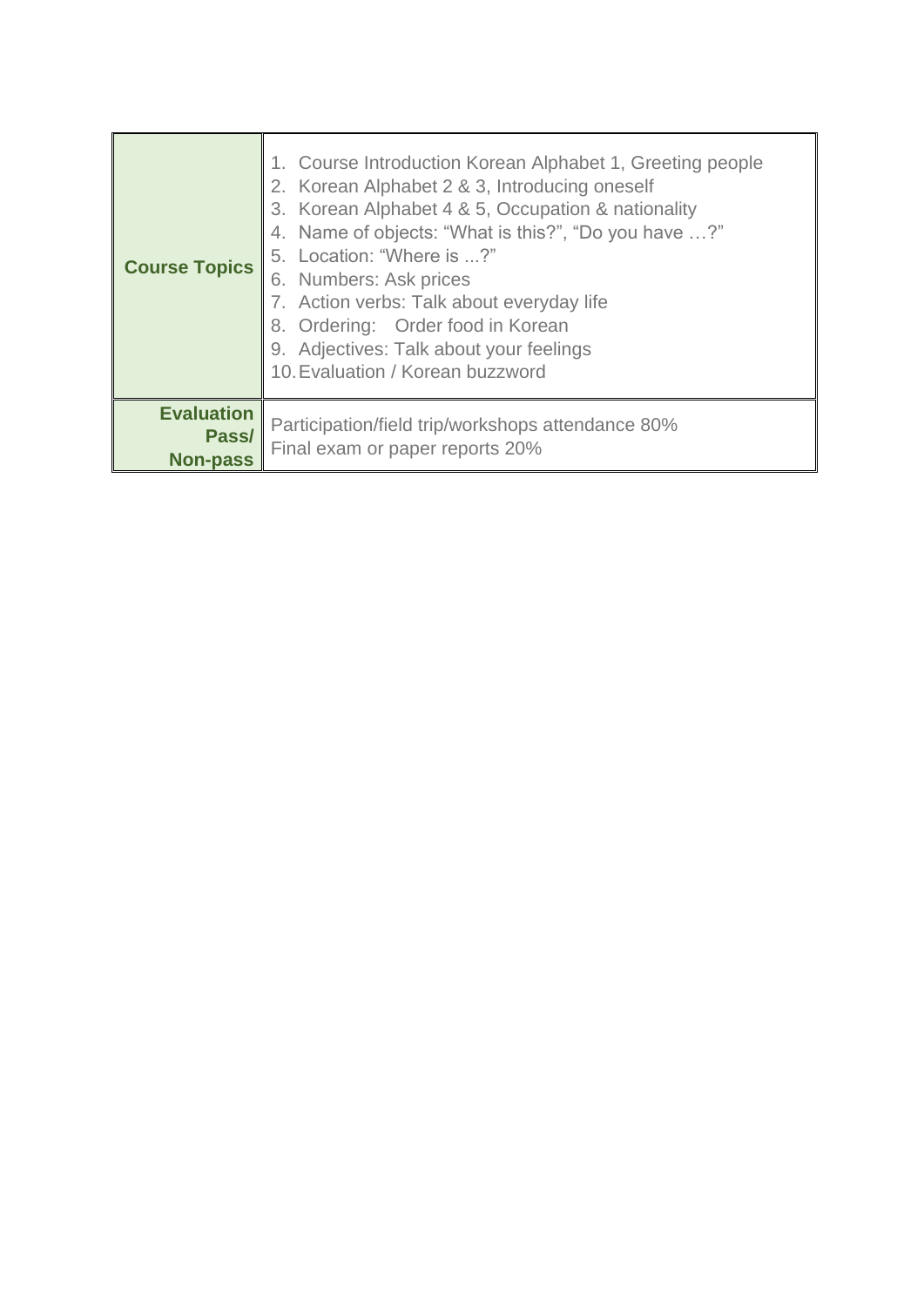| | |
|---|---|
| **Course Topics** | 1. Course Introduction Korean Alphabet 1, Greeting people<br>2. Korean Alphabet 2 & 3, Introducing oneself<br>3. Korean Alphabet 4 & 5, Occupation & nationality<br>4. Name of objects: “What is this?”, “Do you have …?”<br>5. Location: “Where is ...?”<br>6. Numbers: Ask prices<br>7. Action verbs: Talk about everyday life<br>8. Ordering: Order food in Korean<br>9. Adjectives: Talk about your feelings<br>10. Evaluation / Korean buzzword |
| **Evaluation Pass/ Non-pass** | Participation/field trip/workshops attendance 80%<br>Final exam or paper reports 20% |